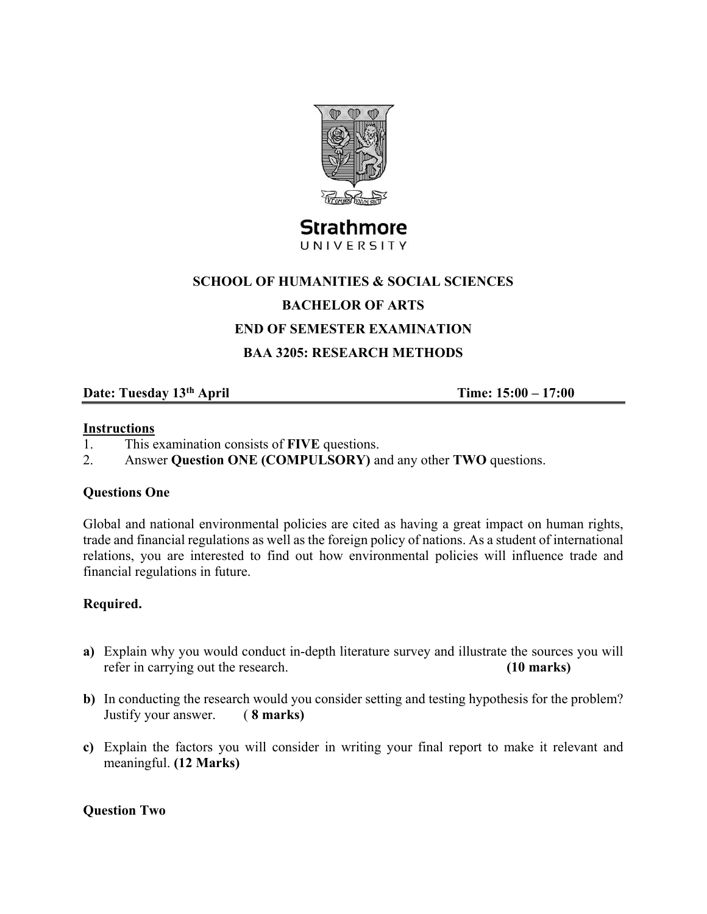Strathmore
UNIVERSITY

**SCHOOL OF HUMANITIES & SOCIAL SCIENCES**

**BACHELOR OF ARTS**

**END OF SEMESTER EXAMINATION**

**BAA 3205: RESEARCH METHODS**

**Date: Tuesday 13th April** **Time: 15:00 – 17:00**

**Instructions**

1. This examination consists of **FIVE** questions.
2. Answer **Question ONE (COMPULSORY)** and any other **TWO** questions.

**Questions One**

Global and national environmental policies are cited as having a great impact on human rights, trade and financial regulations as well as the foreign policy of nations. As a student of international relations, you are interested to find out how environmental policies will influence trade and financial regulations in future.

**Required.**

**a)** Explain why you would conduct in-depth literature survey and illustrate the sources you will refer in carrying out the research. **(10 marks)**

**b)** In conducting the research would you consider setting and testing hypothesis for the problem? Justify your answer. ( **8 marks)**

**c)** Explain the factors you will consider in writing your final report to make it relevant and meaningful. **(12 Marks)**

**Question Two**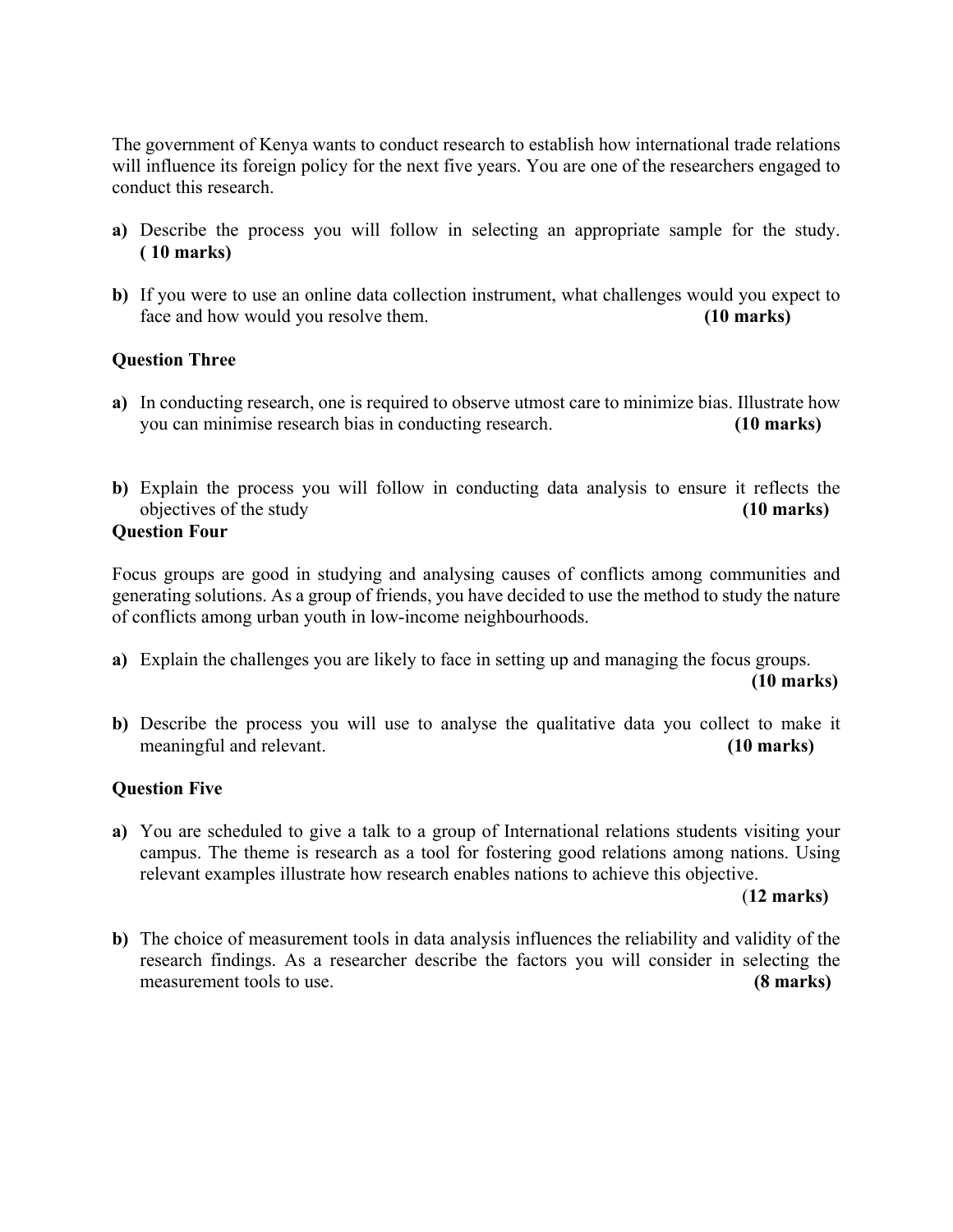The government of Kenya wants to conduct research to establish how international trade relations will influence its foreign policy for the next five years. You are one of the researchers engaged to conduct this research.

**a)** Describe the process you will follow in selecting an appropriate sample for the study. **( 10 marks)**

**b)** If you were to use an online data collection instrument, what challenges would you expect to face and how would you resolve them. **(10 marks)**

**Question Three**

**a)** In conducting research, one is required to observe utmost care to minimize bias. Illustrate how you can minimise research bias in conducting research. **(10 marks)**

**b)** Explain the process you will follow in conducting data analysis to ensure it reflects the objectives of the study **(10 marks)**

**Question Four**

Focus groups are good in studying and analysing causes of conflicts among communities and generating solutions. As a group of friends, you have decided to use the method to study the nature of conflicts among urban youth in low-income neighbourhoods.

**a)** Explain the challenges you are likely to face in setting up and managing the focus groups. **(10 marks)**

**b)** Describe the process you will use to analyse the qualitative data you collect to make it meaningful and relevant. **(10 marks)**

**Question Five**

**a)** You are scheduled to give a talk to a group of International relations students visiting your campus. The theme is research as a tool for fostering good relations among nations. Using relevant examples illustrate how research enables nations to achieve this objective. (**12 marks)**

**b)** The choice of measurement tools in data analysis influences the reliability and validity of the research findings. As a researcher describe the factors you will consider in selecting the measurement tools to use. **(8 marks)**